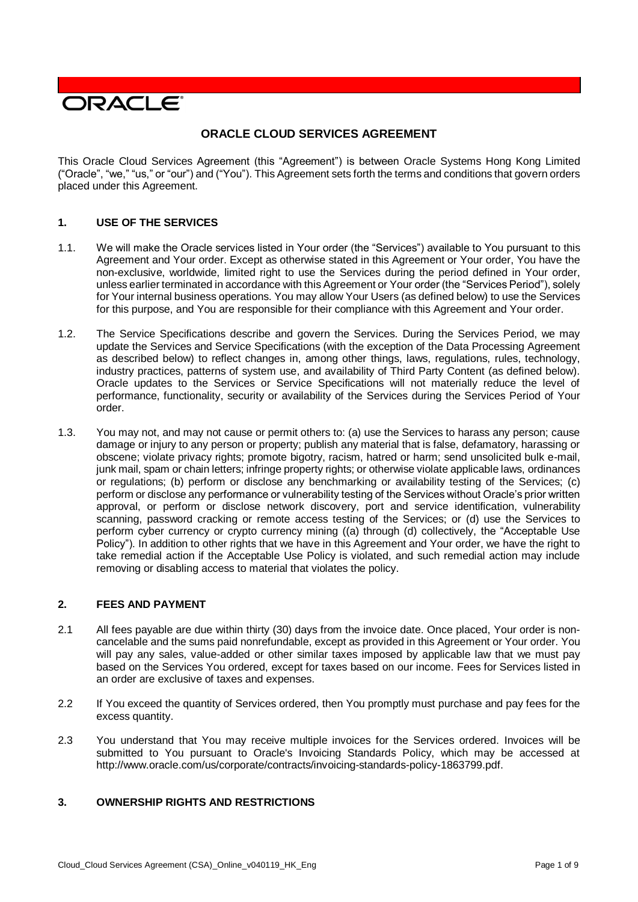ORACLE

# ORACLE CLOUD SERVICES AGREEMENT

This Oracle Cloud Services Agreement (this "Agreement") is between Oracle Systems Hong Kong Limited ("Oracle", "we," "us," or "our") and ("You"). This Agreement sets forth the terms and conditions that govern orders placed under this Agreement.

## 1. USE OF THE SERVICES

1.1. We will make the Oracle services listed in Your order (the "Services") available to You pursuant to this Agreement and Your order. Except as otherwise stated in this Agreement or Your order, You have the non-exclusive, worldwide, limited right to use the Services during the period defined in Your order, unless earlier terminated in accordance with this Agreement or Your order (the "Services Period"), solely for Your internal business operations. You may allow Your Users (as defined below) to use the Services for this purpose, and You are responsible for their compliance with this Agreement and Your order.

1.2. The Service Specifications describe and govern the Services. During the Services Period, we may update the Services and Service Specifications (with the exception of the Data Processing Agreement as described below) to reflect changes in, among other things, laws, regulations, rules, technology, industry practices, patterns of system use, and availability of Third Party Content (as defined below). Oracle updates to the Services or Service Specifications will not materially reduce the level of performance, functionality, security or availability of the Services during the Services Period of Your order.

1.3. You may not, and may not cause or permit others to: (a) use the Services to harass any person; cause damage or injury to any person or property; publish any material that is false, defamatory, harassing or obscene; violate privacy rights; promote bigotry, racism, hatred or harm; send unsolicited bulk e-mail, junk mail, spam or chain letters; infringe property rights; or otherwise violate applicable laws, ordinances or regulations; (b) perform or disclose any benchmarking or availability testing of the Services; (c) perform or disclose any performance or vulnerability testing of the Services without Oracle's prior written approval, or perform or disclose network discovery, port and service identification, vulnerability scanning, password cracking or remote access testing of the Services; or (d) use the Services to perform cyber currency or crypto currency mining ((a) through (d) collectively, the "Acceptable Use Policy"). In addition to other rights that we have in this Agreement and Your order, we have the right to take remedial action if the Acceptable Use Policy is violated, and such remedial action may include removing or disabling access to material that violates the policy.

## 2. FEES AND PAYMENT

2.1 All fees payable are due within thirty (30) days from the invoice date. Once placed, Your order is non-cancelable and the sums paid nonrefundable, except as provided in this Agreement or Your order. You will pay any sales, value-added or other similar taxes imposed by applicable law that we must pay based on the Services You ordered, except for taxes based on our income. Fees for Services listed in an order are exclusive of taxes and expenses.

2.2 If You exceed the quantity of Services ordered, then You promptly must purchase and pay fees for the excess quantity.

2.3 You understand that You may receive multiple invoices for the Services ordered. Invoices will be submitted to You pursuant to Oracle's Invoicing Standards Policy, which may be accessed at http://www.oracle.com/us/corporate/contracts/invoicing-standards-policy-1863799.pdf.

## 3. OWNERSHIP RIGHTS AND RESTRICTIONS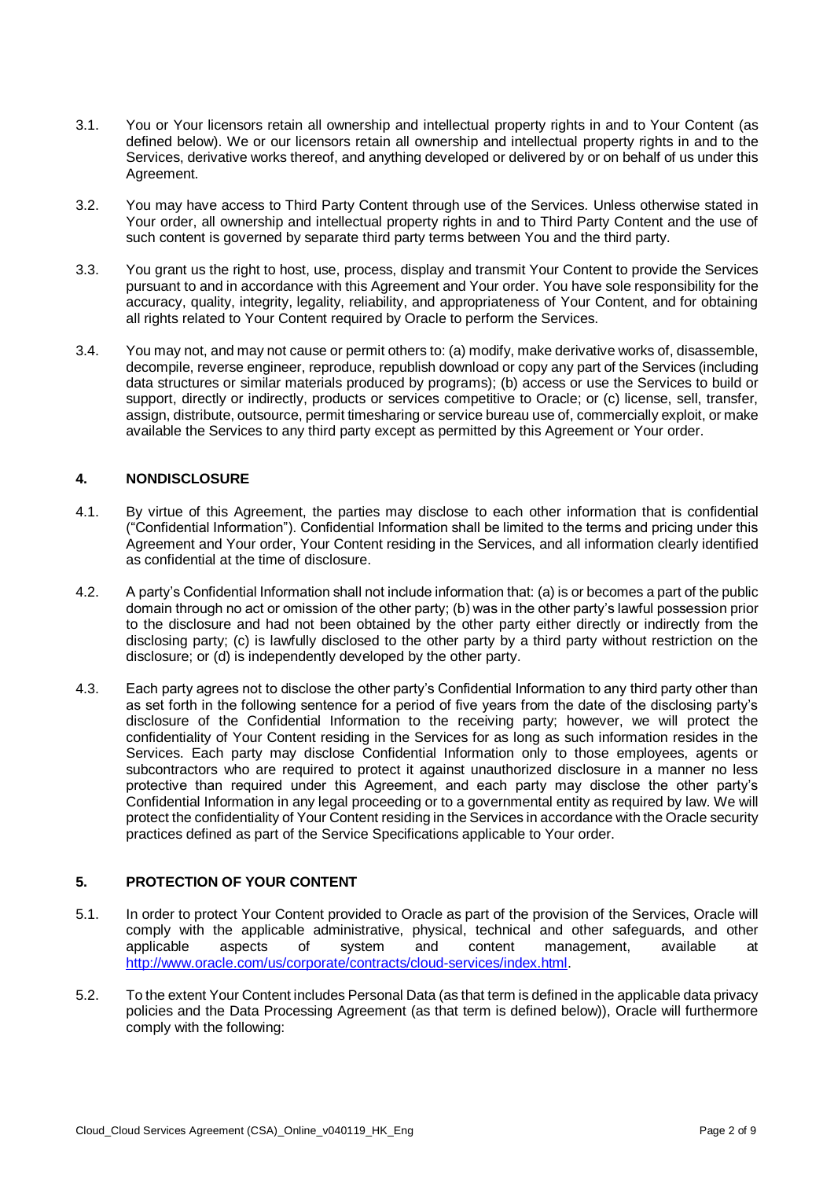3.1. You or Your licensors retain all ownership and intellectual property rights in and to Your Content (as defined below). We or our licensors retain all ownership and intellectual property rights in and to the Services, derivative works thereof, and anything developed or delivered by or on behalf of us under this Agreement.

3.2. You may have access to Third Party Content through use of the Services. Unless otherwise stated in Your order, all ownership and intellectual property rights in and to Third Party Content and the use of such content is governed by separate third party terms between You and the third party.

3.3. You grant us the right to host, use, process, display and transmit Your Content to provide the Services pursuant to and in accordance with this Agreement and Your order. You have sole responsibility for the accuracy, quality, integrity, legality, reliability, and appropriateness of Your Content, and for obtaining all rights related to Your Content required by Oracle to perform the Services.

3.4. You may not, and may not cause or permit others to: (a) modify, make derivative works of, disassemble, decompile, reverse engineer, reproduce, republish download or copy any part of the Services (including data structures or similar materials produced by programs); (b) access or use the Services to build or support, directly or indirectly, products or services competitive to Oracle; or (c) license, sell, transfer, assign, distribute, outsource, permit timesharing or service bureau use of, commercially exploit, or make available the Services to any third party except as permitted by this Agreement or Your order.

## 4. NONDISCLOSURE

4.1. By virtue of this Agreement, the parties may disclose to each other information that is confidential ("Confidential Information"). Confidential Information shall be limited to the terms and pricing under this Agreement and Your order, Your Content residing in the Services, and all information clearly identified as confidential at the time of disclosure.

4.2. A party's Confidential Information shall not include information that: (a) is or becomes a part of the public domain through no act or omission of the other party; (b) was in the other party's lawful possession prior to the disclosure and had not been obtained by the other party either directly or indirectly from the disclosing party; (c) is lawfully disclosed to the other party by a third party without restriction on the disclosure; or (d) is independently developed by the other party.

4.3. Each party agrees not to disclose the other party's Confidential Information to any third party other than as set forth in the following sentence for a period of five years from the date of the disclosing party's disclosure of the Confidential Information to the receiving party; however, we will protect the confidentiality of Your Content residing in the Services for as long as such information resides in the Services. Each party may disclose Confidential Information only to those employees, agents or subcontractors who are required to protect it against unauthorized disclosure in a manner no less protective than required under this Agreement, and each party may disclose the other party's Confidential Information in any legal proceeding or to a governmental entity as required by law. We will protect the confidentiality of Your Content residing in the Services in accordance with the Oracle security practices defined as part of the Service Specifications applicable to Your order.

## 5. PROTECTION OF YOUR CONTENT

5.1. In order to protect Your Content provided to Oracle as part of the provision of the Services, Oracle will comply with the applicable administrative, physical, technical and other safeguards, and other applicable aspects of system and content management, available at http://www.oracle.com/us/corporate/contracts/cloud-services/index.html.

5.2. To the extent Your Content includes Personal Data (as that term is defined in the applicable data privacy policies and the Data Processing Agreement (as that term is defined below)), Oracle will furthermore comply with the following: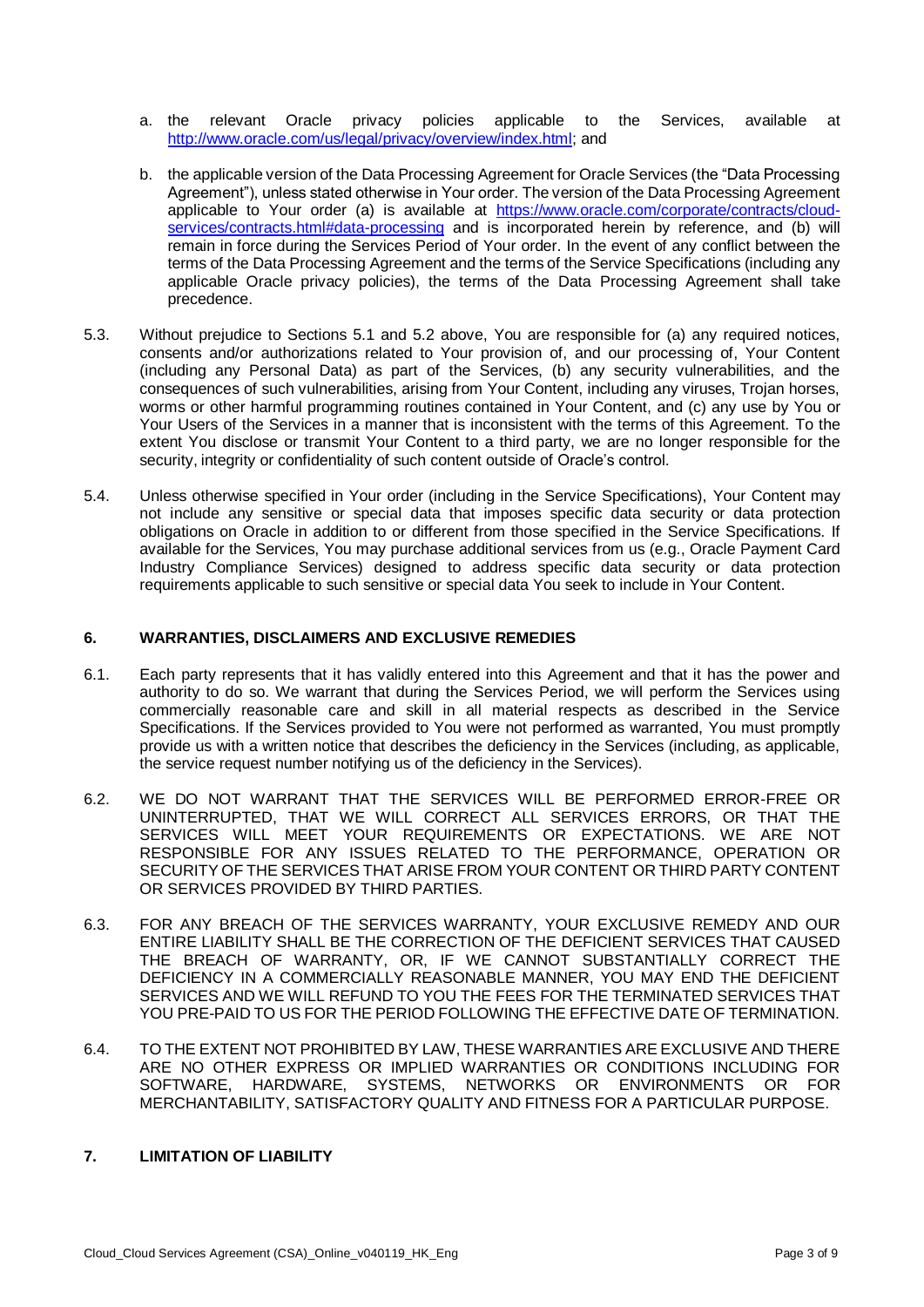a. the relevant Oracle privacy policies applicable to the Services, available at [http://www.oracle.com/us/legal/privacy/overview/index.html](http://www.oracle.com/us/legal/privacy/overview/index.html); and

b. the applicable version of the Data Processing Agreement for Oracle Services (the "Data Processing Agreement"), unless stated otherwise in Your order. The version of the Data Processing Agreement applicable to Your order (a) is available at [https://www.oracle.com/corporate/contracts/cloud-services/contracts.html#data-processing](https://www.oracle.com/corporate/contracts/cloud-services/contracts.html#data-processing) and is incorporated herein by reference, and (b) will remain in force during the Services Period of Your order. In the event of any conflict between the terms of the Data Processing Agreement and the terms of the Service Specifications (including any applicable Oracle privacy policies), the terms of the Data Processing Agreement shall take precedence.

5.3. Without prejudice to Sections 5.1 and 5.2 above, You are responsible for (a) any required notices, consents and/or authorizations related to Your provision of, and our processing of, Your Content (including any Personal Data) as part of the Services, (b) any security vulnerabilities, and the consequences of such vulnerabilities, arising from Your Content, including any viruses, Trojan horses, worms or other harmful programming routines contained in Your Content, and (c) any use by You or Your Users of the Services in a manner that is inconsistent with the terms of this Agreement. To the extent You disclose or transmit Your Content to a third party, we are no longer responsible for the security, integrity or confidentiality of such content outside of Oracle's control.

5.4. Unless otherwise specified in Your order (including in the Service Specifications), Your Content may not include any sensitive or special data that imposes specific data security or data protection obligations on Oracle in addition to or different from those specified in the Service Specifications. If available for the Services, You may purchase additional services from us (e.g., Oracle Payment Card Industry Compliance Services) designed to address specific data security or data protection requirements applicable to such sensitive or special data You seek to include in Your Content.

## 6. WARRANTIES, DISCLAIMERS AND EXCLUSIVE REMEDIES

6.1. Each party represents that it has validly entered into this Agreement and that it has the power and authority to do so. We warrant that during the Services Period, we will perform the Services using commercially reasonable care and skill in all material respects as described in the Service Specifications. If the Services provided to You were not performed as warranted, You must promptly provide us with a written notice that describes the deficiency in the Services (including, as applicable, the service request number notifying us of the deficiency in the Services).

6.2. WE DO NOT WARRANT THAT THE SERVICES WILL BE PERFORMED ERROR-FREE OR UNINTERRUPTED, THAT WE WILL CORRECT ALL SERVICES ERRORS, OR THAT THE SERVICES WILL MEET YOUR REQUIREMENTS OR EXPECTATIONS. WE ARE NOT RESPONSIBLE FOR ANY ISSUES RELATED TO THE PERFORMANCE, OPERATION OR SECURITY OF THE SERVICES THAT ARISE FROM YOUR CONTENT OR THIRD PARTY CONTENT OR SERVICES PROVIDED BY THIRD PARTIES.

6.3. FOR ANY BREACH OF THE SERVICES WARRANTY, YOUR EXCLUSIVE REMEDY AND OUR ENTIRE LIABILITY SHALL BE THE CORRECTION OF THE DEFICIENT SERVICES THAT CAUSED THE BREACH OF WARRANTY, OR, IF WE CANNOT SUBSTANTIALLY CORRECT THE DEFICIENCY IN A COMMERCIALLY REASONABLE MANNER, YOU MAY END THE DEFICIENT SERVICES AND WE WILL REFUND TO YOU THE FEES FOR THE TERMINATED SERVICES THAT YOU PRE-PAID TO US FOR THE PERIOD FOLLOWING THE EFFECTIVE DATE OF TERMINATION.

6.4. TO THE EXTENT NOT PROHIBITED BY LAW, THESE WARRANTIES ARE EXCLUSIVE AND THERE ARE NO OTHER EXPRESS OR IMPLIED WARRANTIES OR CONDITIONS INCLUDING FOR SOFTWARE, HARDWARE, SYSTEMS, NETWORKS OR ENVIRONMENTS OR FOR MERCHANTABILITY, SATISFACTORY QUALITY AND FITNESS FOR A PARTICULAR PURPOSE.

## 7. LIMITATION OF LIABILITY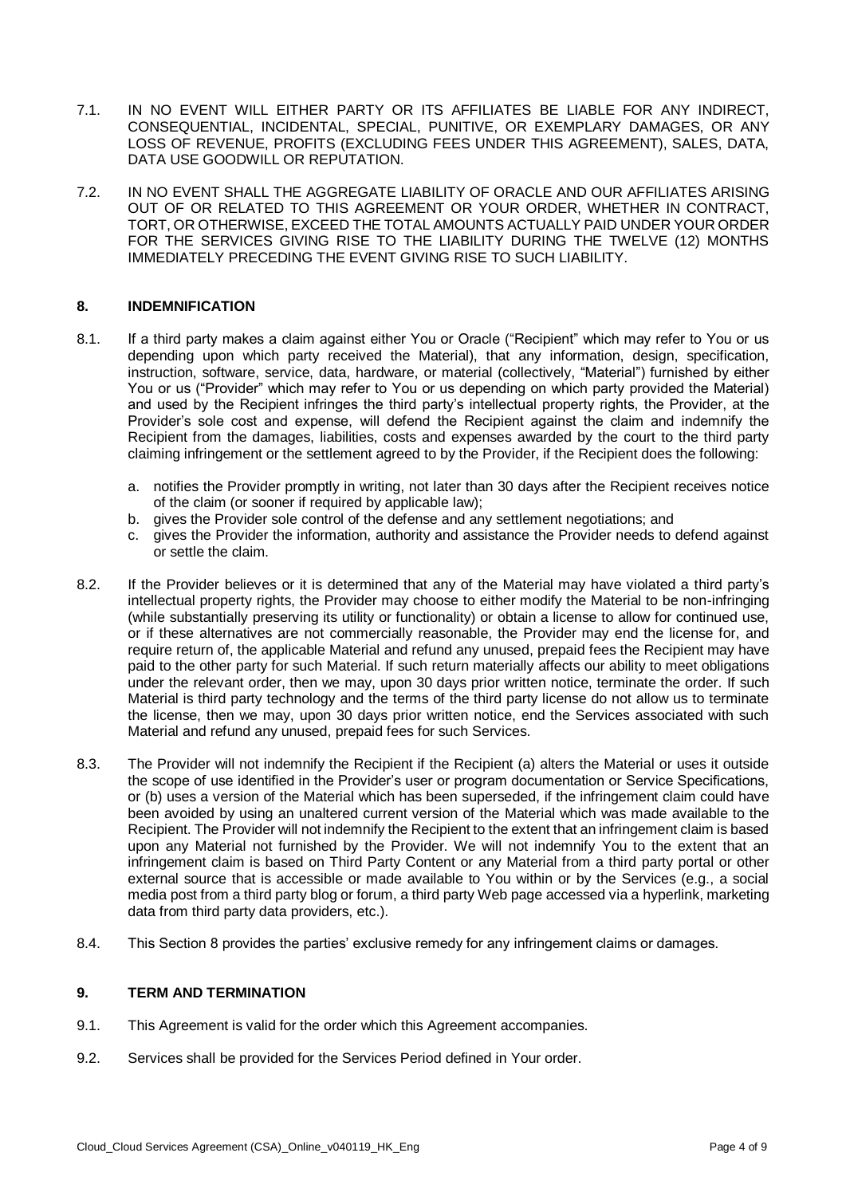7.1. IN NO EVENT WILL EITHER PARTY OR ITS AFFILIATES BE LIABLE FOR ANY INDIRECT, CONSEQUENTIAL, INCIDENTAL, SPECIAL, PUNITIVE, OR EXEMPLARY DAMAGES, OR ANY LOSS OF REVENUE, PROFITS (EXCLUDING FEES UNDER THIS AGREEMENT), SALES, DATA, DATA USE GOODWILL OR REPUTATION.

7.2. IN NO EVENT SHALL THE AGGREGATE LIABILITY OF ORACLE AND OUR AFFILIATES ARISING OUT OF OR RELATED TO THIS AGREEMENT OR YOUR ORDER, WHETHER IN CONTRACT, TORT, OR OTHERWISE, EXCEED THE TOTAL AMOUNTS ACTUALLY PAID UNDER YOUR ORDER FOR THE SERVICES GIVING RISE TO THE LIABILITY DURING THE TWELVE (12) MONTHS IMMEDIATELY PRECEDING THE EVENT GIVING RISE TO SUCH LIABILITY.

## 8. INDEMNIFICATION

8.1. If a third party makes a claim against either You or Oracle ("Recipient" which may refer to You or us depending upon which party received the Material), that any information, design, specification, instruction, software, service, data, hardware, or material (collectively, "Material") furnished by either You or us ("Provider" which may refer to You or us depending on which party provided the Material) and used by the Recipient infringes the third party's intellectual property rights, the Provider, at the Provider's sole cost and expense, will defend the Recipient against the claim and indemnify the Recipient from the damages, liabilities, costs and expenses awarded by the court to the third party claiming infringement or the settlement agreed to by the Provider, if the Recipient does the following:

a. notifies the Provider promptly in writing, not later than 30 days after the Recipient receives notice of the claim (or sooner if required by applicable law);
b. gives the Provider sole control of the defense and any settlement negotiations; and
c. gives the Provider the information, authority and assistance the Provider needs to defend against or settle the claim.

8.2. If the Provider believes or it is determined that any of the Material may have violated a third party's intellectual property rights, the Provider may choose to either modify the Material to be non-infringing (while substantially preserving its utility or functionality) or obtain a license to allow for continued use, or if these alternatives are not commercially reasonable, the Provider may end the license for, and require return of, the applicable Material and refund any unused, prepaid fees the Recipient may have paid to the other party for such Material. If such return materially affects our ability to meet obligations under the relevant order, then we may, upon 30 days prior written notice, terminate the order. If such Material is third party technology and the terms of the third party license do not allow us to terminate the license, then we may, upon 30 days prior written notice, end the Services associated with such Material and refund any unused, prepaid fees for such Services.

8.3. The Provider will not indemnify the Recipient if the Recipient (a) alters the Material or uses it outside the scope of use identified in the Provider's user or program documentation or Service Specifications, or (b) uses a version of the Material which has been superseded, if the infringement claim could have been avoided by using an unaltered current version of the Material which was made available to the Recipient. The Provider will not indemnify the Recipient to the extent that an infringement claim is based upon any Material not furnished by the Provider. We will not indemnify You to the extent that an infringement claim is based on Third Party Content or any Material from a third party portal or other external source that is accessible or made available to You within or by the Services (e.g., a social media post from a third party blog or forum, a third party Web page accessed via a hyperlink, marketing data from third party data providers, etc.).

8.4. This Section 8 provides the parties' exclusive remedy for any infringement claims or damages.

## 9. TERM AND TERMINATION

9.1. This Agreement is valid for the order which this Agreement accompanies.

9.2. Services shall be provided for the Services Period defined in Your order.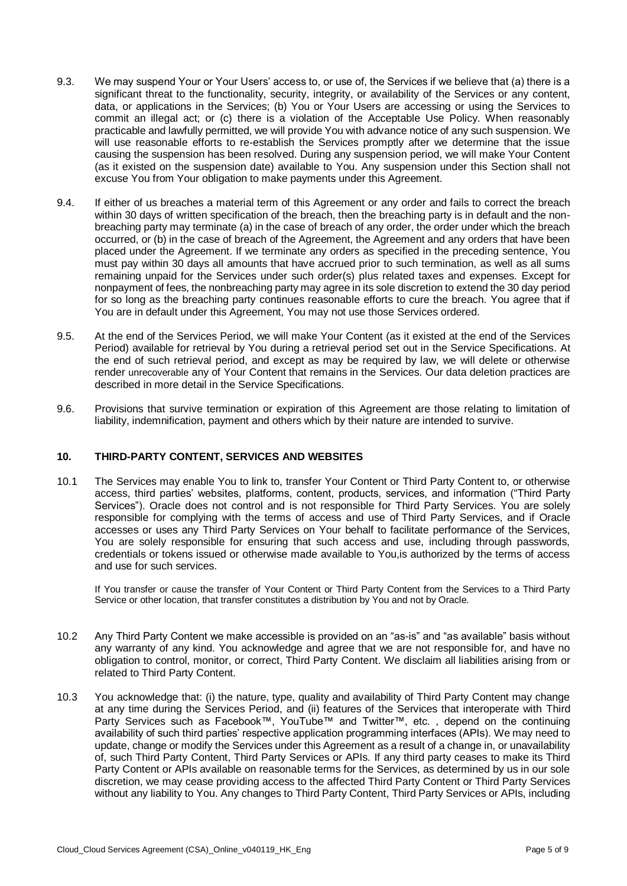9.3. We may suspend Your or Your Users' access to, or use of, the Services if we believe that (a) there is a significant threat to the functionality, security, integrity, or availability of the Services or any content, data, or applications in the Services; (b) You or Your Users are accessing or using the Services to commit an illegal act; or (c) there is a violation of the Acceptable Use Policy. When reasonably practicable and lawfully permitted, we will provide You with advance notice of any such suspension. We will use reasonable efforts to re-establish the Services promptly after we determine that the issue causing the suspension has been resolved. During any suspension period, we will make Your Content (as it existed on the suspension date) available to You. Any suspension under this Section shall not excuse You from Your obligation to make payments under this Agreement.

9.4. If either of us breaches a material term of this Agreement or any order and fails to correct the breach within 30 days of written specification of the breach, then the breaching party is in default and the non-breaching party may terminate (a) in the case of breach of any order, the order under which the breach occurred, or (b) in the case of breach of the Agreement, the Agreement and any orders that have been placed under the Agreement. If we terminate any orders as specified in the preceding sentence, You must pay within 30 days all amounts that have accrued prior to such termination, as well as all sums remaining unpaid for the Services under such order(s) plus related taxes and expenses. Except for nonpayment of fees, the nonbreaching party may agree in its sole discretion to extend the 30 day period for so long as the breaching party continues reasonable efforts to cure the breach. You agree that if You are in default under this Agreement, You may not use those Services ordered.

9.5. At the end of the Services Period, we will make Your Content (as it existed at the end of the Services Period) available for retrieval by You during a retrieval period set out in the Service Specifications. At the end of such retrieval period, and except as may be required by law, we will delete or otherwise render unrecoverable any of Your Content that remains in the Services. Our data deletion practices are described in more detail in the Service Specifications.

9.6. Provisions that survive termination or expiration of this Agreement are those relating to limitation of liability, indemnification, payment and others which by their nature are intended to survive.

## 10. THIRD-PARTY CONTENT, SERVICES AND WEBSITES

10.1 The Services may enable You to link to, transfer Your Content or Third Party Content to, or otherwise access, third parties' websites, platforms, content, products, services, and information ("Third Party Services"). Oracle does not control and is not responsible for Third Party Services. You are solely responsible for complying with the terms of access and use of Third Party Services, and if Oracle accesses or uses any Third Party Services on Your behalf to facilitate performance of the Services, You are solely responsible for ensuring that such access and use, including through passwords, credentials or tokens issued or otherwise made available to You,is authorized by the terms of access and use for such services.

If You transfer or cause the transfer of Your Content or Third Party Content from the Services to a Third Party Service or other location, that transfer constitutes a distribution by You and not by Oracle.

10.2 Any Third Party Content we make accessible is provided on an "as-is" and "as available" basis without any warranty of any kind. You acknowledge and agree that we are not responsible for, and have no obligation to control, monitor, or correct, Third Party Content. We disclaim all liabilities arising from or related to Third Party Content.

10.3 You acknowledge that: (i) the nature, type, quality and availability of Third Party Content may change at any time during the Services Period, and (ii) features of the Services that interoperate with Third Party Services such as Facebook™, YouTube™ and Twitter™, etc. , depend on the continuing availability of such third parties' respective application programming interfaces (APIs). We may need to update, change or modify the Services under this Agreement as a result of a change in, or unavailability of, such Third Party Content, Third Party Services or APIs. If any third party ceases to make its Third Party Content or APIs available on reasonable terms for the Services, as determined by us in our sole discretion, we may cease providing access to the affected Third Party Content or Third Party Services without any liability to You. Any changes to Third Party Content, Third Party Services or APIs, including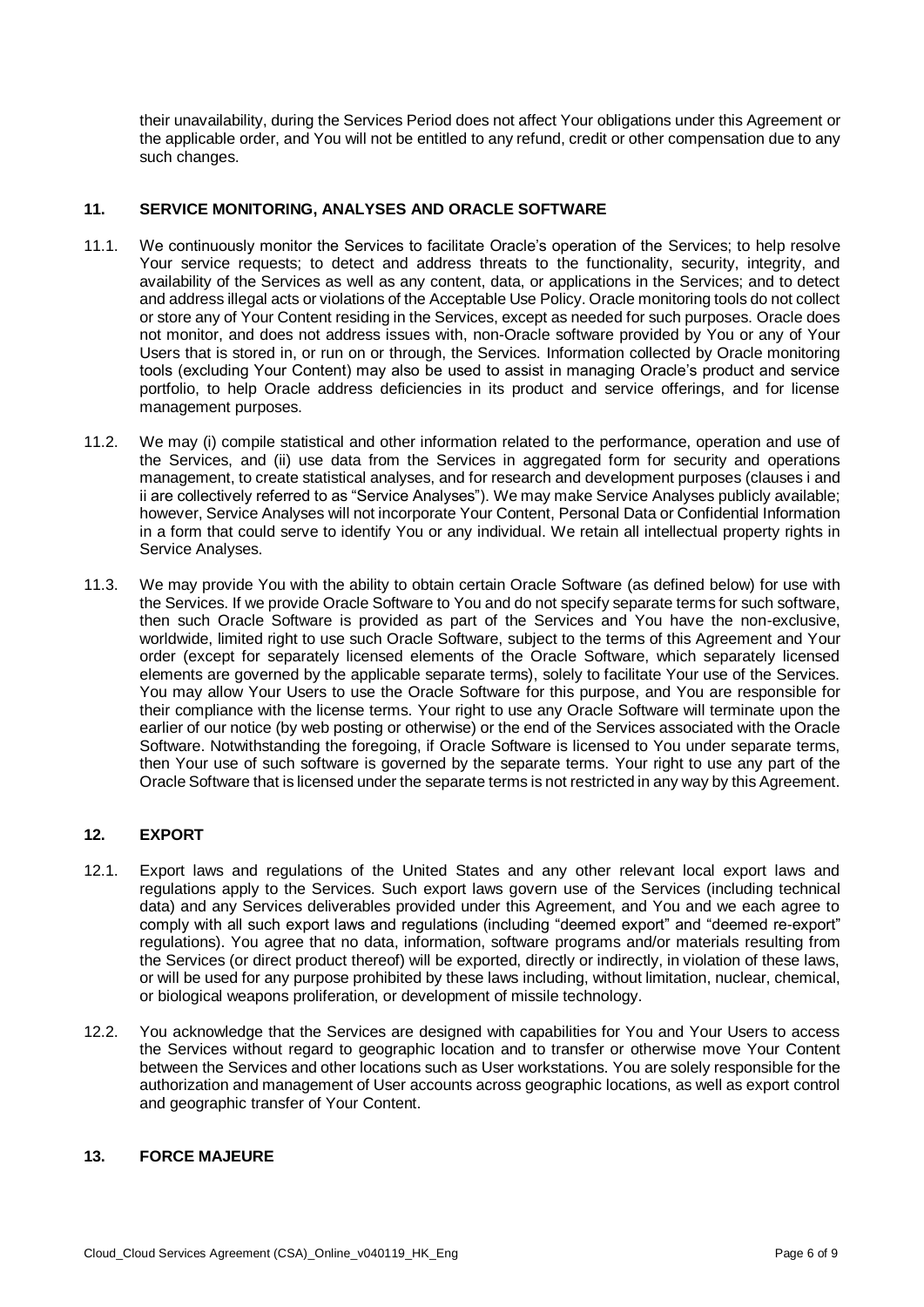their unavailability, during the Services Period does not affect Your obligations under this Agreement or the applicable order, and You will not be entitled to any refund, credit or other compensation due to any such changes.

## 11. SERVICE MONITORING, ANALYSES AND ORACLE SOFTWARE

11.1. We continuously monitor the Services to facilitate Oracle's operation of the Services; to help resolve Your service requests; to detect and address threats to the functionality, security, integrity, and availability of the Services as well as any content, data, or applications in the Services; and to detect and address illegal acts or violations of the Acceptable Use Policy. Oracle monitoring tools do not collect or store any of Your Content residing in the Services, except as needed for such purposes. Oracle does not monitor, and does not address issues with, non-Oracle software provided by You or any of Your Users that is stored in, or run on or through, the Services. Information collected by Oracle monitoring tools (excluding Your Content) may also be used to assist in managing Oracle's product and service portfolio, to help Oracle address deficiencies in its product and service offerings, and for license management purposes.

11.2. We may (i) compile statistical and other information related to the performance, operation and use of the Services, and (ii) use data from the Services in aggregated form for security and operations management, to create statistical analyses, and for research and development purposes (clauses i and ii are collectively referred to as "Service Analyses"). We may make Service Analyses publicly available; however, Service Analyses will not incorporate Your Content, Personal Data or Confidential Information in a form that could serve to identify You or any individual. We retain all intellectual property rights in Service Analyses.

11.3. We may provide You with the ability to obtain certain Oracle Software (as defined below) for use with the Services. If we provide Oracle Software to You and do not specify separate terms for such software, then such Oracle Software is provided as part of the Services and You have the non-exclusive, worldwide, limited right to use such Oracle Software, subject to the terms of this Agreement and Your order (except for separately licensed elements of the Oracle Software, which separately licensed elements are governed by the applicable separate terms), solely to facilitate Your use of the Services. You may allow Your Users to use the Oracle Software for this purpose, and You are responsible for their compliance with the license terms. Your right to use any Oracle Software will terminate upon the earlier of our notice (by web posting or otherwise) or the end of the Services associated with the Oracle Software. Notwithstanding the foregoing, if Oracle Software is licensed to You under separate terms, then Your use of such software is governed by the separate terms. Your right to use any part of the Oracle Software that is licensed under the separate terms is not restricted in any way by this Agreement.

## 12. EXPORT

12.1. Export laws and regulations of the United States and any other relevant local export laws and regulations apply to the Services. Such export laws govern use of the Services (including technical data) and any Services deliverables provided under this Agreement, and You and we each agree to comply with all such export laws and regulations (including "deemed export" and "deemed re-export" regulations). You agree that no data, information, software programs and/or materials resulting from the Services (or direct product thereof) will be exported, directly or indirectly, in violation of these laws, or will be used for any purpose prohibited by these laws including, without limitation, nuclear, chemical, or biological weapons proliferation, or development of missile technology.

12.2. You acknowledge that the Services are designed with capabilities for You and Your Users to access the Services without regard to geographic location and to transfer or otherwise move Your Content between the Services and other locations such as User workstations. You are solely responsible for the authorization and management of User accounts across geographic locations, as well as export control and geographic transfer of Your Content.

## 13. FORCE MAJEURE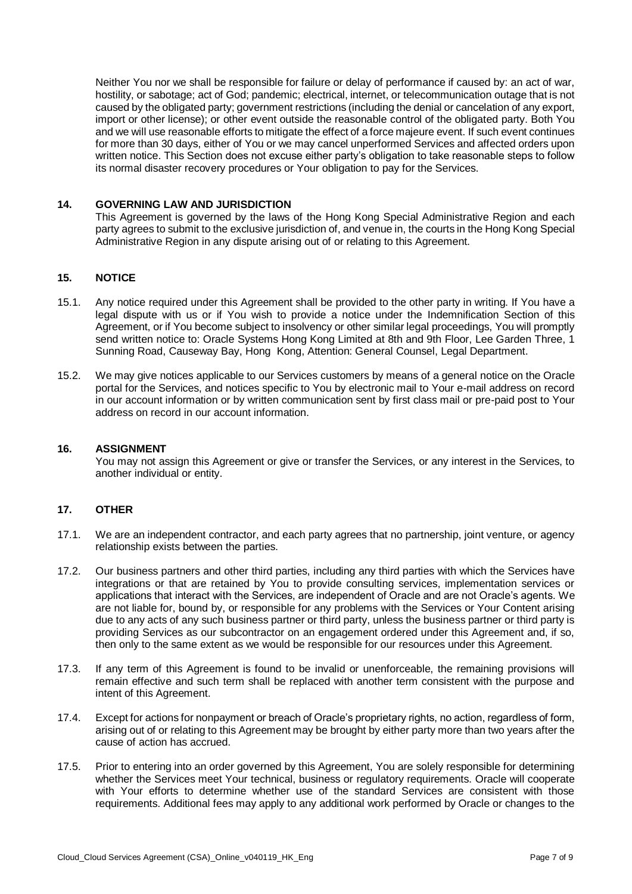Neither You nor we shall be responsible for failure or delay of performance if caused by: an act of war, hostility, or sabotage; act of God; pandemic; electrical, internet, or telecommunication outage that is not caused by the obligated party; government restrictions (including the denial or cancelation of any export, import or other license); or other event outside the reasonable control of the obligated party. Both You and we will use reasonable efforts to mitigate the effect of a force majeure event. If such event continues for more than 30 days, either of You or we may cancel unperformed Services and affected orders upon written notice. This Section does not excuse either party's obligation to take reasonable steps to follow its normal disaster recovery procedures or Your obligation to pay for the Services.

## 14. GOVERNING LAW AND JURISDICTION

This Agreement is governed by the laws of the Hong Kong Special Administrative Region and each party agrees to submit to the exclusive jurisdiction of, and venue in, the courts in the Hong Kong Special Administrative Region in any dispute arising out of or relating to this Agreement.

## 15. NOTICE

15.1. Any notice required under this Agreement shall be provided to the other party in writing. If You have a legal dispute with us or if You wish to provide a notice under the Indemnification Section of this Agreement, or if You become subject to insolvency or other similar legal proceedings, You will promptly send written notice to: Oracle Systems Hong Kong Limited at 8th and 9th Floor, Lee Garden Three, 1 Sunning Road, Causeway Bay, Hong Kong, Attention: General Counsel, Legal Department.

15.2. We may give notices applicable to our Services customers by means of a general notice on the Oracle portal for the Services, and notices specific to You by electronic mail to Your e-mail address on record in our account information or by written communication sent by first class mail or pre-paid post to Your address on record in our account information.

## 16. ASSIGNMENT

You may not assign this Agreement or give or transfer the Services, or any interest in the Services, to another individual or entity.

## 17. OTHER

17.1. We are an independent contractor, and each party agrees that no partnership, joint venture, or agency relationship exists between the parties.

17.2. Our business partners and other third parties, including any third parties with which the Services have integrations or that are retained by You to provide consulting services, implementation services or applications that interact with the Services, are independent of Oracle and are not Oracle's agents. We are not liable for, bound by, or responsible for any problems with the Services or Your Content arising due to any acts of any such business partner or third party, unless the business partner or third party is providing Services as our subcontractor on an engagement ordered under this Agreement and, if so, then only to the same extent as we would be responsible for our resources under this Agreement.

17.3. If any term of this Agreement is found to be invalid or unenforceable, the remaining provisions will remain effective and such term shall be replaced with another term consistent with the purpose and intent of this Agreement.

17.4. Except for actions for nonpayment or breach of Oracle's proprietary rights, no action, regardless of form, arising out of or relating to this Agreement may be brought by either party more than two years after the cause of action has accrued.

17.5. Prior to entering into an order governed by this Agreement, You are solely responsible for determining whether the Services meet Your technical, business or regulatory requirements. Oracle will cooperate with Your efforts to determine whether use of the standard Services are consistent with those requirements. Additional fees may apply to any additional work performed by Oracle or changes to the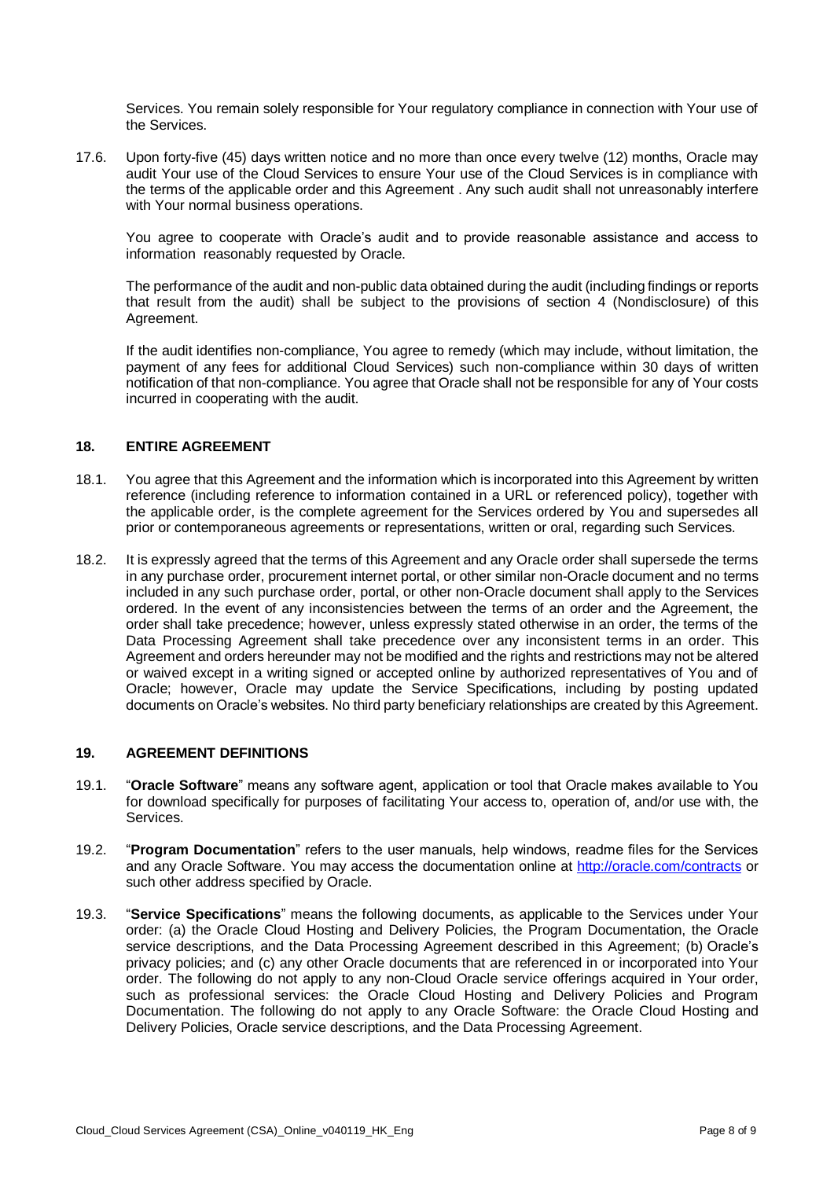Services. You remain solely responsible for Your regulatory compliance in connection with Your use of the Services.

17.6. Upon forty-five (45) days written notice and no more than once every twelve (12) months, Oracle may audit Your use of the Cloud Services to ensure Your use of the Cloud Services is in compliance with the terms of the applicable order and this Agreement . Any such audit shall not unreasonably interfere with Your normal business operations.

You agree to cooperate with Oracle's audit and to provide reasonable assistance and access to information reasonably requested by Oracle.

The performance of the audit and non-public data obtained during the audit (including findings or reports that result from the audit) shall be subject to the provisions of section 4 (Nondisclosure) of this Agreement.

If the audit identifies non-compliance, You agree to remedy (which may include, without limitation, the payment of any fees for additional Cloud Services) such non-compliance within 30 days of written notification of that non-compliance. You agree that Oracle shall not be responsible for any of Your costs incurred in cooperating with the audit.

## 18. ENTIRE AGREEMENT

18.1. You agree that this Agreement and the information which is incorporated into this Agreement by written reference (including reference to information contained in a URL or referenced policy), together with the applicable order, is the complete agreement for the Services ordered by You and supersedes all prior or contemporaneous agreements or representations, written or oral, regarding such Services.

18.2. It is expressly agreed that the terms of this Agreement and any Oracle order shall supersede the terms in any purchase order, procurement internet portal, or other similar non-Oracle document and no terms included in any such purchase order, portal, or other non-Oracle document shall apply to the Services ordered. In the event of any inconsistencies between the terms of an order and the Agreement, the order shall take precedence; however, unless expressly stated otherwise in an order, the terms of the Data Processing Agreement shall take precedence over any inconsistent terms in an order. This Agreement and orders hereunder may not be modified and the rights and restrictions may not be altered or waived except in a writing signed or accepted online by authorized representatives of You and of Oracle; however, Oracle may update the Service Specifications, including by posting updated documents on Oracle's websites. No third party beneficiary relationships are created by this Agreement.

## 19. AGREEMENT DEFINITIONS

19.1. "**Oracle Software**" means any software agent, application or tool that Oracle makes available to You for download specifically for purposes of facilitating Your access to, operation of, and/or use with, the Services.

19.2. "**Program Documentation**" refers to the user manuals, help windows, readme files for the Services and any Oracle Software. You may access the documentation online at http://oracle.com/contracts or such other address specified by Oracle.

19.3. "**Service Specifications**" means the following documents, as applicable to the Services under Your order: (a) the Oracle Cloud Hosting and Delivery Policies, the Program Documentation, the Oracle service descriptions, and the Data Processing Agreement described in this Agreement; (b) Oracle's privacy policies; and (c) any other Oracle documents that are referenced in or incorporated into Your order. The following do not apply to any non-Cloud Oracle service offerings acquired in Your order, such as professional services: the Oracle Cloud Hosting and Delivery Policies and Program Documentation. The following do not apply to any Oracle Software: the Oracle Cloud Hosting and Delivery Policies, Oracle service descriptions, and the Data Processing Agreement.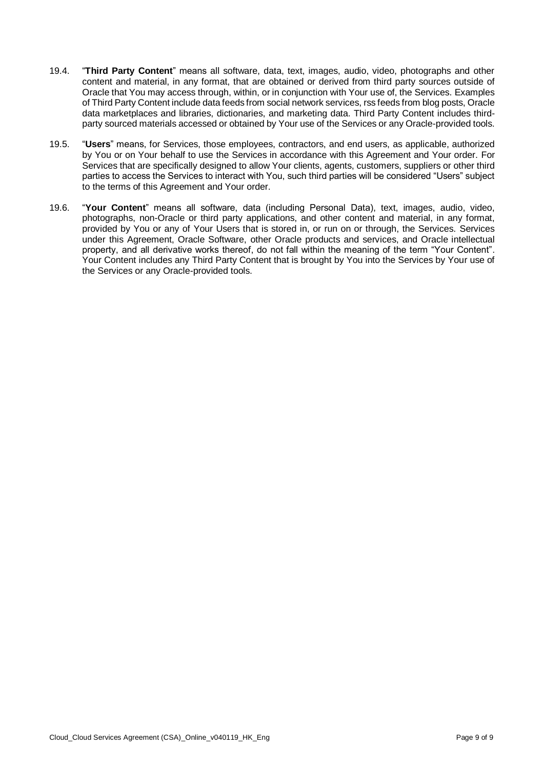19.4. "**Third Party Content**" means all software, data, text, images, audio, video, photographs and other content and material, in any format, that are obtained or derived from third party sources outside of Oracle that You may access through, within, or in conjunction with Your use of, the Services. Examples of Third Party Content include data feeds from social network services, rss feeds from blog posts, Oracle data marketplaces and libraries, dictionaries, and marketing data. Third Party Content includes third-party sourced materials accessed or obtained by Your use of the Services or any Oracle-provided tools.

19.5. "**Users**" means, for Services, those employees, contractors, and end users, as applicable, authorized by You or on Your behalf to use the Services in accordance with this Agreement and Your order. For Services that are specifically designed to allow Your clients, agents, customers, suppliers or other third parties to access the Services to interact with You, such third parties will be considered "Users" subject to the terms of this Agreement and Your order.

19.6. "**Your Content**" means all software, data (including Personal Data), text, images, audio, video, photographs, non-Oracle or third party applications, and other content and material, in any format, provided by You or any of Your Users that is stored in, or run on or through, the Services. Services under this Agreement, Oracle Software, other Oracle products and services, and Oracle intellectual property, and all derivative works thereof, do not fall within the meaning of the term "Your Content". Your Content includes any Third Party Content that is brought by You into the Services by Your use of the Services or any Oracle-provided tools.